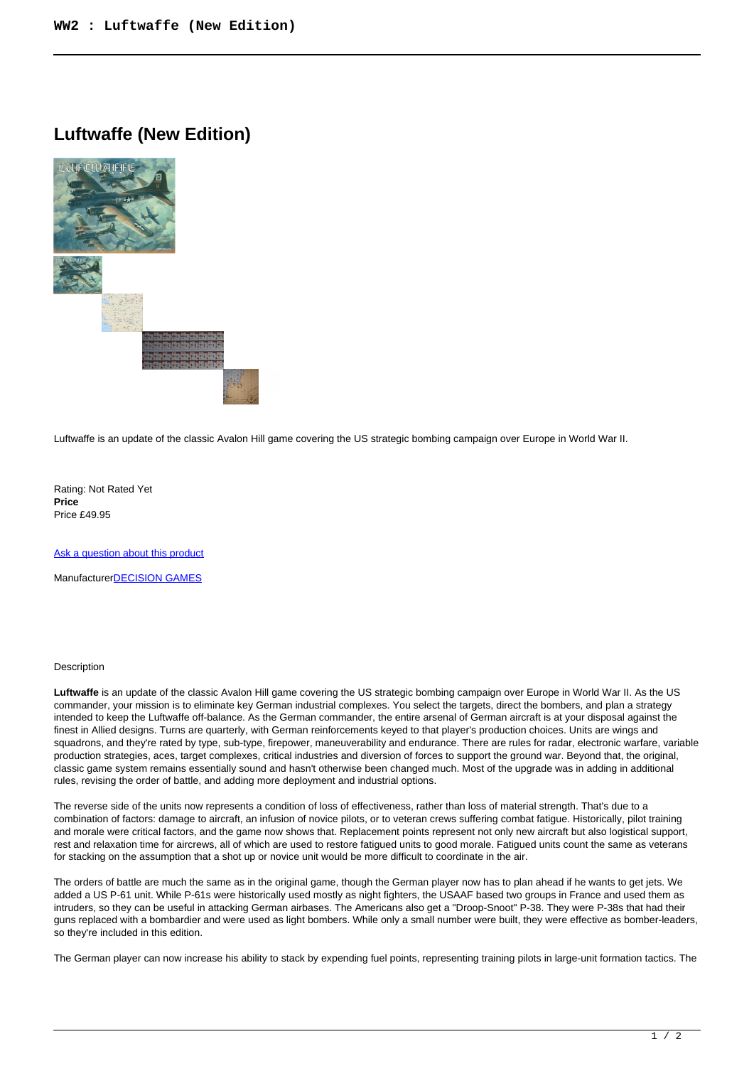# Luftwaffe (New Edition)

Luftwaffe is an update of the classic Avalon Hill game covering the US strategic bombing campaign over Europe in World War II.

Rating: Not Rated Yet
**Price**
Price £49.95

[Ask a question about this product]

Manufacturer[DECISION GAMES]

Description

**Luftwaffe** is an update of the classic Avalon Hill game covering the US strategic bombing campaign over Europe in World War II. As the US commander, your mission is to eliminate key German industrial complexes. You select the targets, direct the bombers, and plan a strategy intended to keep the Luftwaffe off-balance. As the German commander, the entire arsenal of German aircraft is at your disposal against the finest in Allied designs. Turns are quarterly, with German reinforcements keyed to that player's production choices. Units are wings and squadrons, and they're rated by type, sub-type, firepower, maneuverability and endurance. There are rules for radar, electronic warfare, variable production strategies, aces, target complexes, critical industries and diversion of forces to support the ground war. Beyond that, the original, classic game system remains essentially sound and hasn't otherwise been changed much. Most of the upgrade was in adding in additional rules, revising the order of battle, and adding more deployment and industrial options.

The reverse side of the units now represents a condition of loss of effectiveness, rather than loss of material strength. That's due to a combination of factors: damage to aircraft, an infusion of novice pilots, or to veteran crews suffering combat fatigue. Historically, pilot training and morale were critical factors, and the game now shows that. Replacement points represent not only new aircraft but also logistical support, rest and relaxation time for aircrews, all of which are used to restore fatigued units to good morale. Fatigued units count the same as veterans for stacking on the assumption that a shot up or novice unit would be more difficult to coordinate in the air.

The orders of battle are much the same as in the original game, though the German player now has to plan ahead if he wants to get jets. We added a US P-61 unit. While P-61s were historically used mostly as night fighters, the USAAF based two groups in France and used them as intruders, so they can be useful in attacking German airbases. The Americans also get a "Droop-Snoot" P-38. They were P-38s that had their guns replaced with a bombardier and were used as light bombers. While only a small number were built, they were effective as bomber-leaders, so they're included in this edition.

The German player can now increase his ability to stack by expending fuel points, representing training pilots in large-unit formation tactics. The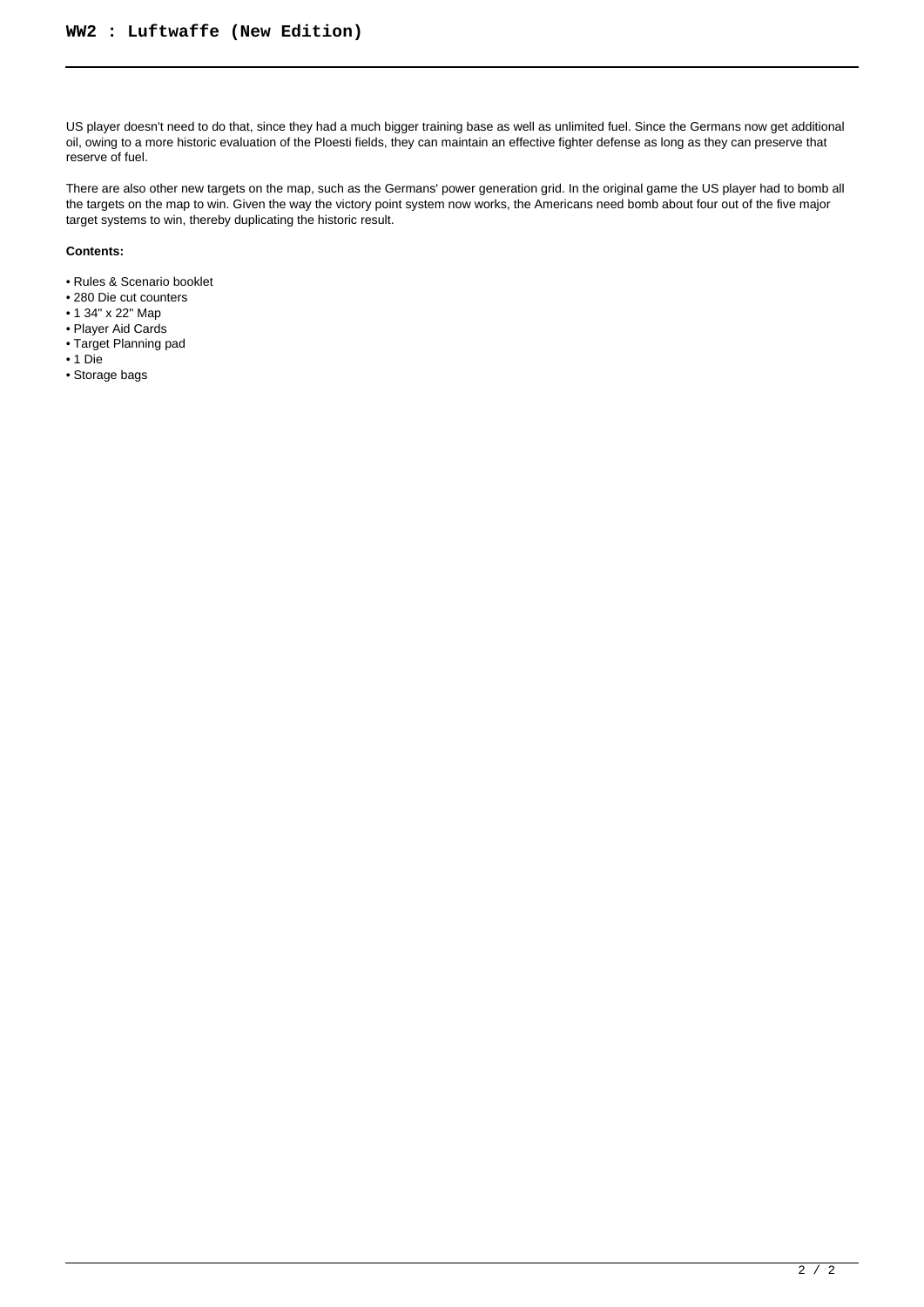US player doesn't need to do that, since they had a much bigger training base as well as unlimited fuel. Since the Germans now get additional oil, owing to a more historic evaluation of the Ploesti fields, they can maintain an effective fighter defense as long as they can preserve that reserve of fuel.

There are also other new targets on the map, such as the Germans' power generation grid. In the original game the US player had to bomb all the targets on the map to win. Given the way the victory point system now works, the Americans need bomb about four out of the five major target systems to win, thereby duplicating the historic result.

**Contents:**

- Rules & Scenario booklet
- 280 Die cut counters
- 1 34" x 22" Map
- Player Aid Cards
- Target Planning pad
- 1 Die
- Storage bags